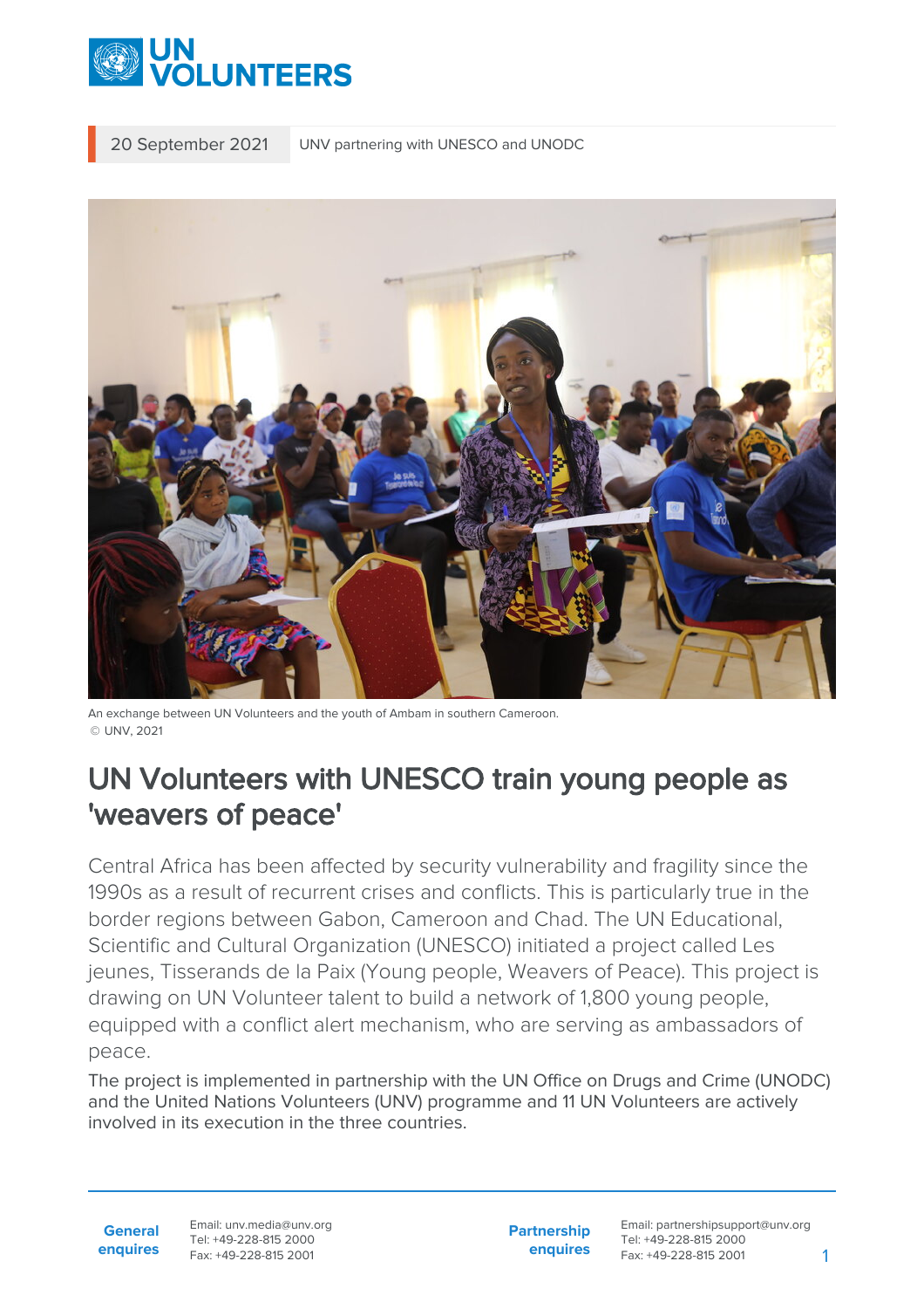20 September 2021 UNV partnering with UNESCO and UNODC

An exchange between UN Volunteers and the youth of Ambam in southern Cameroon.
© UNV, 2021

# UN Volunteers with UNESCO train young people as 'weavers of peace'

Central Africa has been affected by security vulnerability and fragility since the 1990s as a result of recurrent crises and conflicts. This is particularly true in the border regions between Gabon, Cameroon and Chad. The UN Educational, Scientific and Cultural Organization (UNESCO) initiated a project called Les jeunes, Tisserands de la Paix (Young people, Weavers of Peace). This project is drawing on UN Volunteer talent to build a network of 1,800 young people, equipped with a conflict alert mechanism, who are serving as ambassadors of peace.

The project is implemented in partnership with the UN Office on Drugs and Crime (UNODC) and the United Nations Volunteers (UNV) programme and 11 UN Volunteers are actively involved in its execution in the three countries.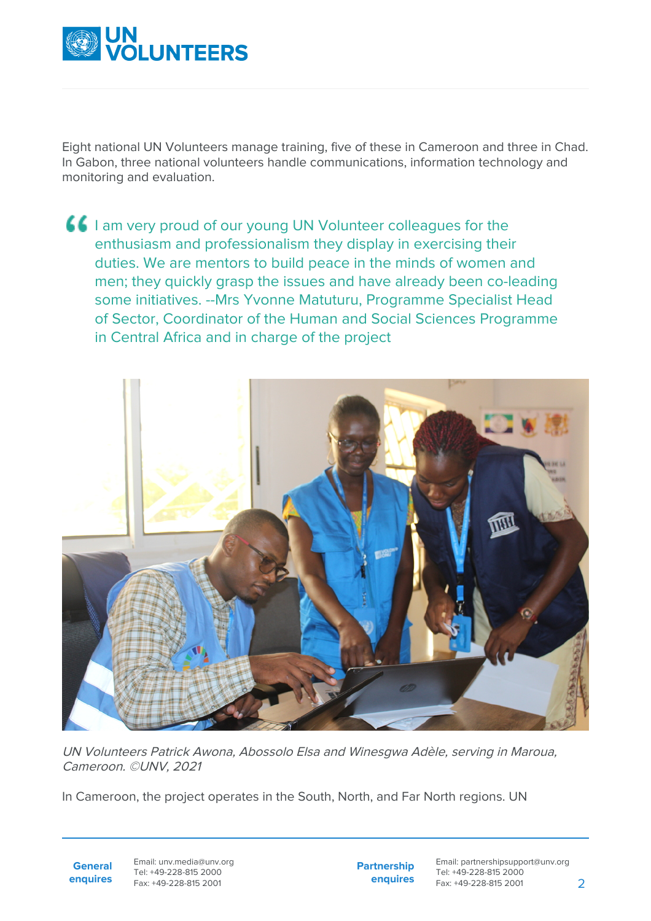Eight national UN Volunteers manage training, five of these in Cameroon and three in Chad. In Gabon, three national volunteers handle communications, information technology and monitoring and evaluation.

> I am very proud of our young UN Volunteer colleagues for the enthusiasm and professionalism they display in exercising their duties. We are mentors to build peace in the minds of women and men; they quickly grasp the issues and have already been co-leading some initiatives. --Mrs Yvonne Matuturu, Programme Specialist Head of Sector, Coordinator of the Human and Social Sciences Programme in Central Africa and in charge of the project

*UN Volunteers Patrick Awona, Abossolo Elsa and Winesgwa Adèle, serving in Maroua, Cameroon. ©UNV, 2021*

In Cameroon, the project operates in the South, North, and Far North regions. UN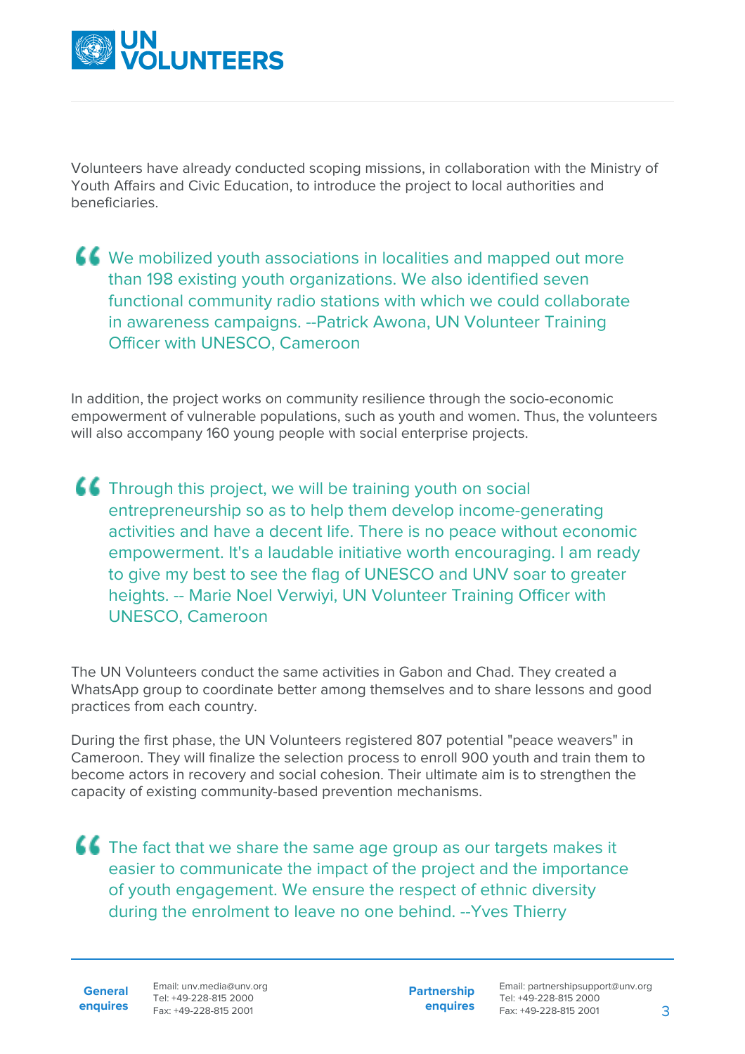Volunteers have already conducted scoping missions, in collaboration with the Ministry of Youth Affairs and Civic Education, to introduce the project to local authorities and beneficiaries.

> We mobilized youth associations in localities and mapped out more than 198 existing youth organizations. We also identified seven functional community radio stations with which we could collaborate in awareness campaigns. --Patrick Awona, UN Volunteer Training Officer with UNESCO, Cameroon

In addition, the project works on community resilience through the socio-economic empowerment of vulnerable populations, such as youth and women. Thus, the volunteers will also accompany 160 young people with social enterprise projects.

> Through this project, we will be training youth on social entrepreneurship so as to help them develop income-generating activities and have a decent life. There is no peace without economic empowerment. It's a laudable initiative worth encouraging. I am ready to give my best to see the flag of UNESCO and UNV soar to greater heights. -- Marie Noel Verwiyi, UN Volunteer Training Officer with UNESCO, Cameroon

The UN Volunteers conduct the same activities in Gabon and Chad. They created a WhatsApp group to coordinate better among themselves and to share lessons and good practices from each country.

During the first phase, the UN Volunteers registered 807 potential "peace weavers" in Cameroon. They will finalize the selection process to enroll 900 youth and train them to become actors in recovery and social cohesion. Their ultimate aim is to strengthen the capacity of existing community-based prevention mechanisms.

> The fact that we share the same age group as our targets makes it easier to communicate the impact of the project and the importance of youth engagement. We ensure the respect of ethnic diversity during the enrolment to leave no one behind. --Yves Thierry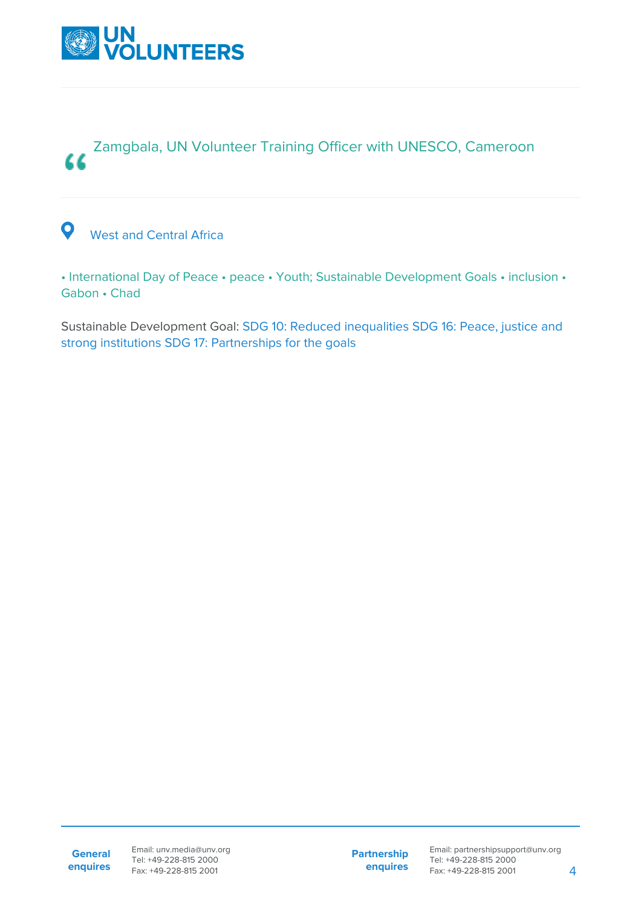“ Zamgbala, UN Volunteer Training Officer with UNESCO, Cameroon

West and Central Africa

• International Day of Peace • peace • Youth; Sustainable Development Goals • inclusion • Gabon • Chad

Sustainable Development Goal: SDG 10: Reduced inequalities SDG 16: Peace, justice and strong institutions SDG 17: Partnerships for the goals

**General enquires**

Email: unv.media@unv.org
Tel: +49-228-815 2000
Fax: +49-228-815 2001

**Partnership enquires**

Email: partnershipsupport@unv.org
Tel: +49-228-815 2000
Fax: +49-228-815 2001